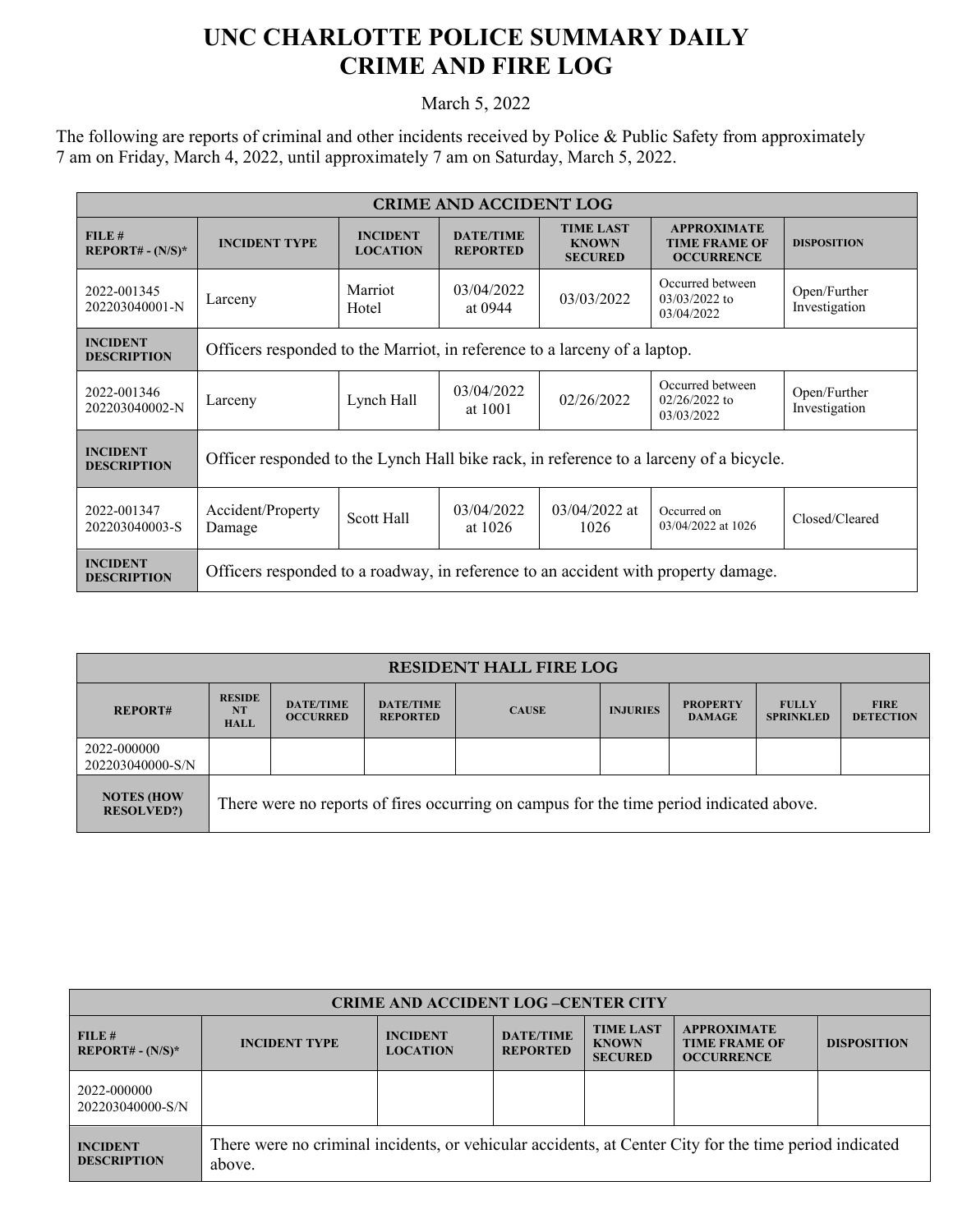# UNC CHARLOTTE POLICE SUMMARY DAILY CRIME AND FIRE LOG

March 5, 2022

The following are reports of criminal and other incidents received by Police & Public Safety from approximately 7 am on Friday, March 4, 2022, until approximately 7 am on Saturday, March 5, 2022.

| CRIME AND ACCIDENT LOG | | | | | | |
|---|---|---|---|---|---|---|
| **FILE # REPORT# - (N/S)*** | **INCIDENT TYPE** | **INCIDENT LOCATION** | **DATE/TIME REPORTED** | **TIME LAST KNOWN SECURED** | **APPROXIMATE TIME FRAME OF OCCURRENCE** | **DISPOSITION** |
| 2022-001345 202203040001-N | Larceny | Marriot Hotel | 03/04/2022 at 0944 | 03/03/2022 | Occurred between 03/03/2022 to 03/04/2022 | Open/Further Investigation |
| **INCIDENT DESCRIPTION** | Officers responded to the Marriot, in reference to a larceny of a laptop. | | | | | |
| 2022-001346 202203040002-N | Larceny | Lynch Hall | 03/04/2022 at 1001 | 02/26/2022 | Occurred between 02/26/2022 to 03/03/2022 | Open/Further Investigation |
| **INCIDENT DESCRIPTION** | Officer responded to the Lynch Hall bike rack, in reference to a larceny of a bicycle. | | | | | |
| 2022-001347 202203040003-S | Accident/Property Damage | Scott Hall | 03/04/2022 at 1026 | 03/04/2022 at 1026 | Occurred on 03/04/2022 at 1026 | Closed/Cleared |
| **INCIDENT DESCRIPTION** | Officers responded to a roadway, in reference to an accident with property damage. | | | | | |

| RESIDENT HALL FIRE LOG | | | | | | | | |
|---|---|---|---|---|---|---|---|---|
| **REPORT#** | **RESIDENT HALL** | **DATE/TIME OCCURRED** | **DATE/TIME REPORTED** | **CAUSE** | **INJURIES** | **PROPERTY DAMAGE** | **FULLY SPRINKLED** | **FIRE DETECTION** |
| 2022-000000 202203040000-S/N | | | | | | | | |
| **NOTES (HOW RESOLVED?)** | There were no reports of fires occurring on campus for the time period indicated above. | | | | | | | |

| CRIME AND ACCIDENT LOG –CENTER CITY | | | | | | |
|---|---|---|---|---|---|---|
| **FILE # REPORT# - (N/S)*** | **INCIDENT TYPE** | **INCIDENT LOCATION** | **DATE/TIME REPORTED** | **TIME LAST KNOWN SECURED** | **APPROXIMATE TIME FRAME OF OCCURRENCE** | **DISPOSITION** |
| 2022-000000 202203040000-S/N | | | | | | |
| **INCIDENT DESCRIPTION** | There were no criminal incidents, or vehicular accidents, at Center City for the time period indicated above. | | | | | |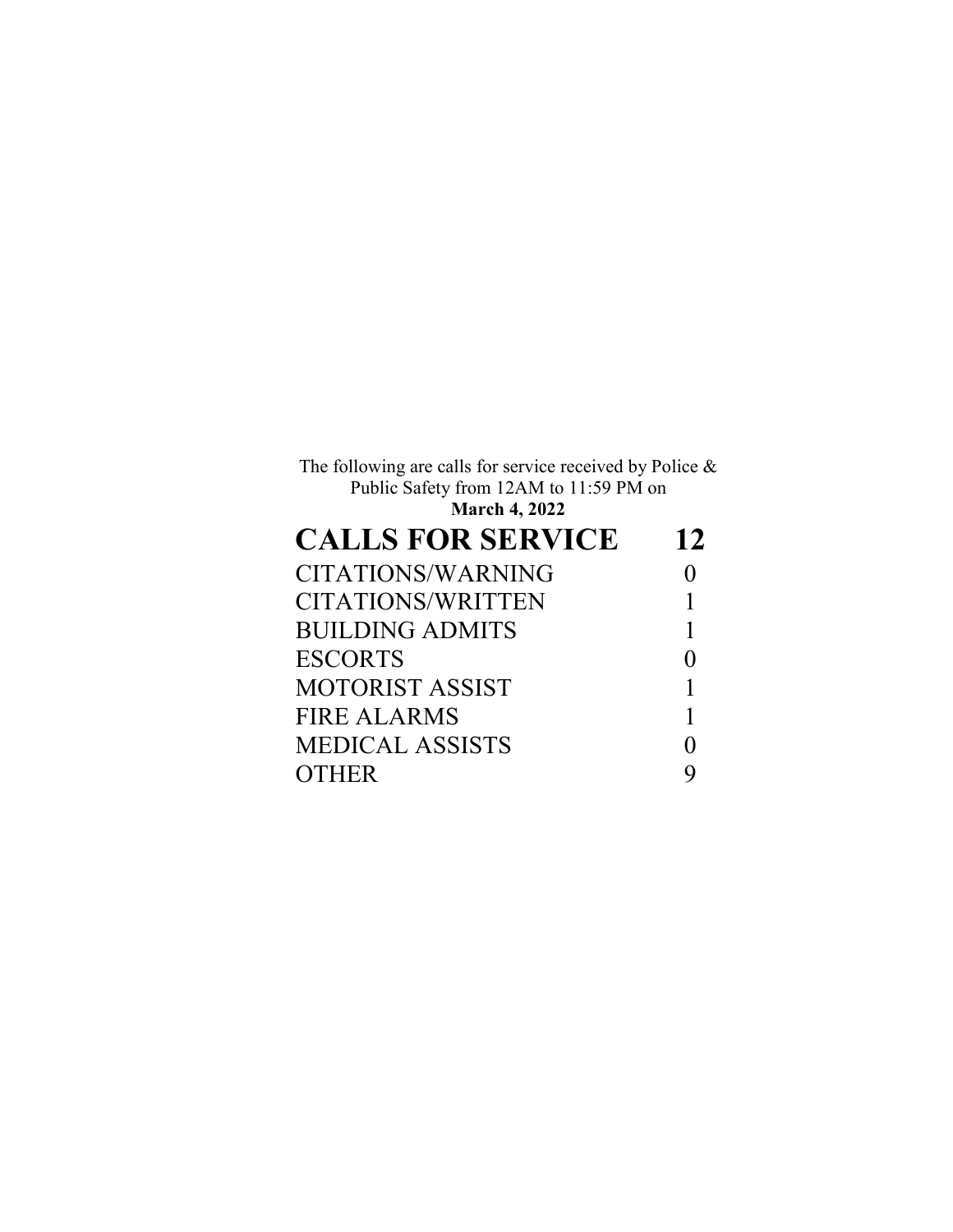The following are calls for service received by Police & Public Safety from 12AM to 11:59 PM on

**March 4, 2022**

| | |
|---|---|
| **CALLS FOR SERVICE** | **12** |
| CITATIONS/WARNING | 0 |
| CITATIONS/WRITTEN | 1 |
| BUILDING ADMITS | 1 |
| ESCORTS | 0 |
| MOTORIST ASSIST | 1 |
| FIRE ALARMS | 1 |
| MEDICAL ASSISTS | 0 |
| OTHER | 9 |